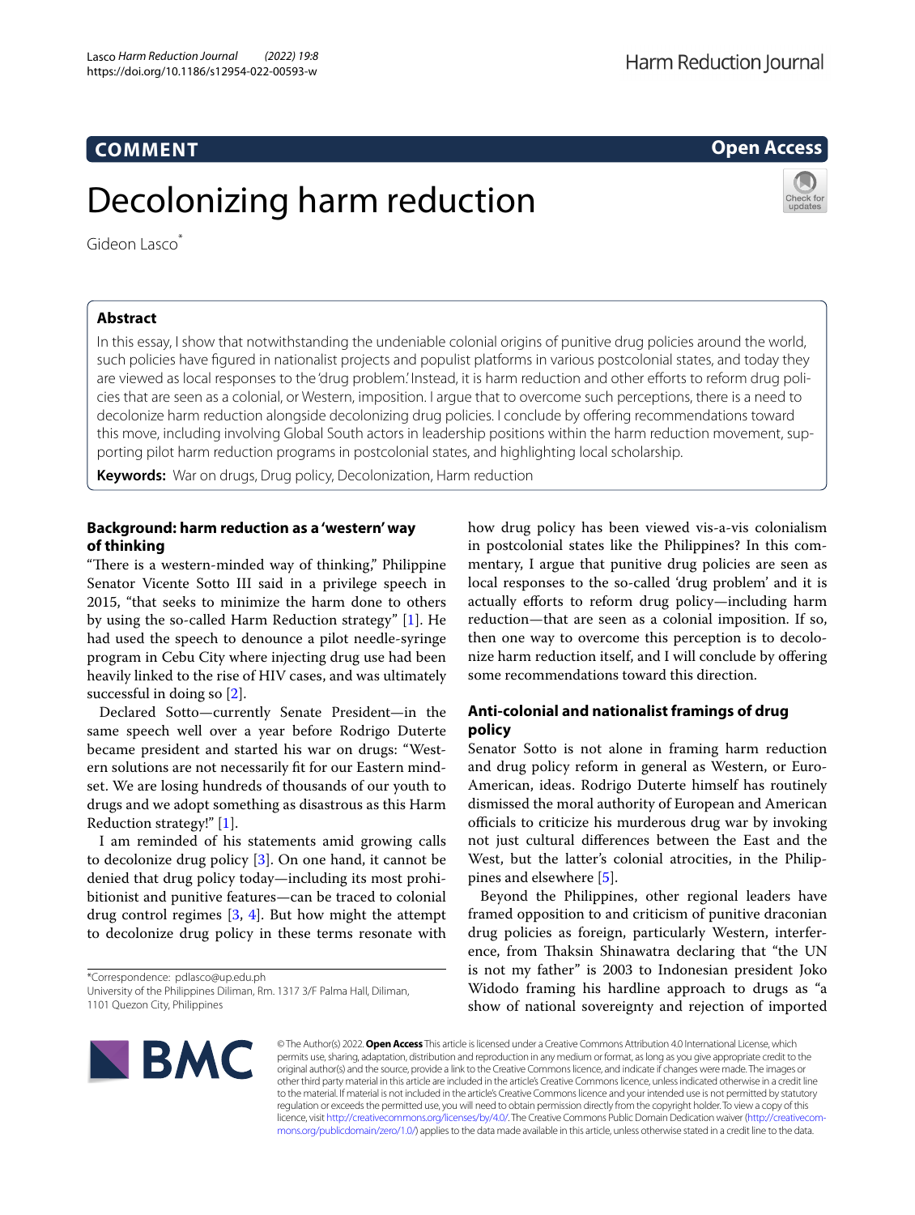COMMENT

Open Access

# Decolonizing harm reduction

Gideon Lasco[*]

## Abstract

In this essay, I show that notwithstanding the undeniable colonial origins of punitive drug policies around the world, such policies have figured in nationalist projects and populist platforms in various postcolonial states, and today they are viewed as local responses to the 'drug problem.' Instead, it is harm reduction and other efforts to reform drug policies that are seen as a colonial, or Western, imposition. I argue that to overcome such perceptions, there is a need to decolonize harm reduction alongside decolonizing drug policies. I conclude by offering recommendations toward this move, including involving Global South actors in leadership positions within the harm reduction movement, supporting pilot harm reduction programs in postcolonial states, and highlighting local scholarship.

**Keywords:** War on drugs, Drug policy, Decolonization, Harm reduction

## Background: harm reduction as a 'western' way of thinking

"There is a western-minded way of thinking," Philippine Senator Vicente Sotto III said in a privilege speech in 2015, "that seeks to minimize the harm done to others by using the so-called Harm Reduction strategy" [1]. He had used the speech to denounce a pilot needle-syringe program in Cebu City where injecting drug use had been heavily linked to the rise of HIV cases, and was ultimately successful in doing so [2].

Declared Sotto—currently Senate President—in the same speech well over a year before Rodrigo Duterte became president and started his war on drugs: "Western solutions are not necessarily fit for our Eastern mindset. We are losing hundreds of thousands of our youth to drugs and we adopt something as disastrous as this Harm Reduction strategy!" [1].

I am reminded of his statements amid growing calls to decolonize drug policy [3]. On one hand, it cannot be denied that drug policy today—including its most prohibitionist and punitive features—can be traced to colonial drug control regimes [3, 4]. But how might the attempt to decolonize drug policy in these terms resonate with how drug policy has been viewed vis-a-vis colonialism in postcolonial states like the Philippines? In this commentary, I argue that punitive drug policies are seen as local responses to the so-called 'drug problem' and it is actually efforts to reform drug policy—including harm reduction—that are seen as a colonial imposition. If so, then one way to overcome this perception is to decolonize harm reduction itself, and I will conclude by offering some recommendations toward this direction.

## Anti-colonial and nationalist framings of drug policy

Senator Sotto is not alone in framing harm reduction and drug policy reform in general as Western, or Euro-American, ideas. Rodrigo Duterte himself has routinely dismissed the moral authority of European and American officials to criticize his murderous drug war by invoking not just cultural differences between the East and the West, but the latter's colonial atrocities, in the Philippines and elsewhere [5].

Beyond the Philippines, other regional leaders have framed opposition to and criticism of punitive draconian drug policies as foreign, particularly Western, interference, from Thaksin Shinawatra declaring that "the UN is not my father" is 2003 to Indonesian president Joko Widodo framing his hardline approach to drugs as "a show of national sovereignty and rejection of imported

*Correspondence: pdlasco@up.edu.ph
University of the Philippines Diliman, Rm. 1317 3/F Palma Hall, Diliman, 1101 Quezon City, Philippines

© The Author(s) 2022. **Open Access** This article is licensed under a Creative Commons Attribution 4.0 International License, which permits use, sharing, adaptation, distribution and reproduction in any medium or format, as long as you give appropriate credit to the original author(s) and the source, provide a link to the Creative Commons licence, and indicate if changes were made. The images or other third party material in this article are included in the article's Creative Commons licence, unless indicated otherwise in a credit line to the material. If material is not included in the article's Creative Commons licence and your intended use is not permitted by statutory regulation or exceeds the permitted use, you will need to obtain permission directly from the copyright holder. To view a copy of this licence, visit http://creativecommons.org/licenses/by/4.0/. The Creative Commons Public Domain Dedication waiver (http://creativecommons.org/publicdomain/zero/1.0/) applies to the data made available in this article, unless otherwise stated in a credit line to the data.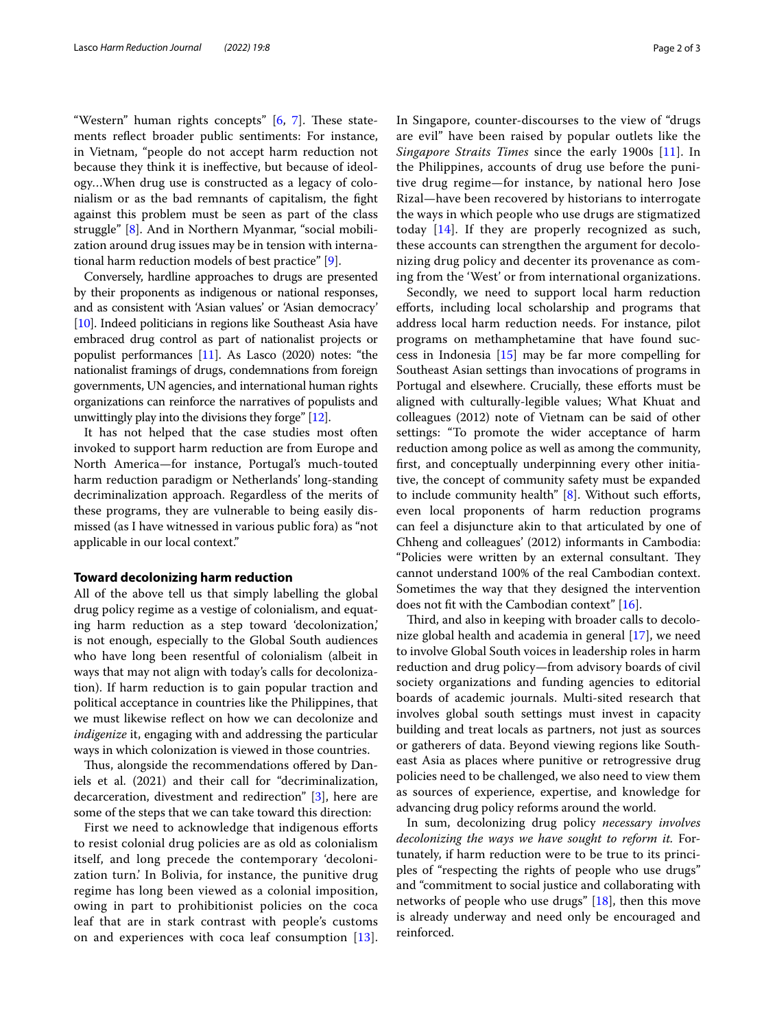"Western" human rights concepts" [6, 7]. These statements reflect broader public sentiments: For instance, in Vietnam, "people do not accept harm reduction not because they think it is ineffective, but because of ideology…When drug use is constructed as a legacy of colonialism or as the bad remnants of capitalism, the fight against this problem must be seen as part of the class struggle" [8]. And in Northern Myanmar, "social mobilization around drug issues may be in tension with international harm reduction models of best practice" [9].

Conversely, hardline approaches to drugs are presented by their proponents as indigenous or national responses, and as consistent with 'Asian values' or 'Asian democracy' [10]. Indeed politicians in regions like Southeast Asia have embraced drug control as part of nationalist projects or populist performances [11]. As Lasco (2020) notes: "the nationalist framings of drugs, condemnations from foreign governments, UN agencies, and international human rights organizations can reinforce the narratives of populists and unwittingly play into the divisions they forge" [12].

It has not helped that the case studies most often invoked to support harm reduction are from Europe and North America—for instance, Portugal's much-touted harm reduction paradigm or Netherlands' long-standing decriminalization approach. Regardless of the merits of these programs, they are vulnerable to being easily dismissed (as I have witnessed in various public fora) as "not applicable in our local context."

## Toward decolonizing harm reduction

All of the above tell us that simply labelling the global drug policy regime as a vestige of colonialism, and equating harm reduction as a step toward 'decolonization,' is not enough, especially to the Global South audiences who have long been resentful of colonialism (albeit in ways that may not align with today's calls for decolonization). If harm reduction is to gain popular traction and political acceptance in countries like the Philippines, that we must likewise reflect on how we can decolonize and *indigenize* it, engaging with and addressing the particular ways in which colonization is viewed in those countries.

Thus, alongside the recommendations offered by Daniels et al. (2021) and their call for "decriminalization, decarceration, divestment and redirection" [3], here are some of the steps that we can take toward this direction:

First we need to acknowledge that indigenous efforts to resist colonial drug policies are as old as colonialism itself, and long precede the contemporary 'decolonization turn.' In Bolivia, for instance, the punitive drug regime has long been viewed as a colonial imposition, owing in part to prohibitionist policies on the coca leaf that are in stark contrast with people's customs on and experiences with coca leaf consumption [13]. In Singapore, counter-discourses to the view of "drugs are evil" have been raised by popular outlets like the *Singapore Straits Times* since the early 1900s [11]. In the Philippines, accounts of drug use before the punitive drug regime—for instance, by national hero Jose Rizal—have been recovered by historians to interrogate the ways in which people who use drugs are stigmatized today [14]. If they are properly recognized as such, these accounts can strengthen the argument for decolonizing drug policy and decenter its provenance as coming from the 'West' or from international organizations.

Secondly, we need to support local harm reduction efforts, including local scholarship and programs that address local harm reduction needs. For instance, pilot programs on methamphetamine that have found success in Indonesia [15] may be far more compelling for Southeast Asian settings than invocations of programs in Portugal and elsewhere. Crucially, these efforts must be aligned with culturally-legible values; What Khuat and colleagues (2012) note of Vietnam can be said of other settings: "To promote the wider acceptance of harm reduction among police as well as among the community, first, and conceptually underpinning every other initiative, the concept of community safety must be expanded to include community health" [8]. Without such efforts, even local proponents of harm reduction programs can feel a disjuncture akin to that articulated by one of Chheng and colleagues' (2012) informants in Cambodia: "Policies were written by an external consultant. They cannot understand 100% of the real Cambodian context. Sometimes the way that they designed the intervention does not fit with the Cambodian context" [16].

Third, and also in keeping with broader calls to decolonize global health and academia in general [17], we need to involve Global South voices in leadership roles in harm reduction and drug policy—from advisory boards of civil society organizations and funding agencies to editorial boards of academic journals. Multi-sited research that involves global south settings must invest in capacity building and treat locals as partners, not just as sources or gatherers of data. Beyond viewing regions like Southeast Asia as places where punitive or retrogressive drug policies need to be challenged, we also need to view them as sources of experience, expertise, and knowledge for advancing drug policy reforms around the world.

In sum, decolonizing drug policy *necessary involves decolonizing the ways we have sought to reform it.* Fortunately, if harm reduction were to be true to its principles of "respecting the rights of people who use drugs" and "commitment to social justice and collaborating with networks of people who use drugs" [18], then this move is already underway and need only be encouraged and reinforced.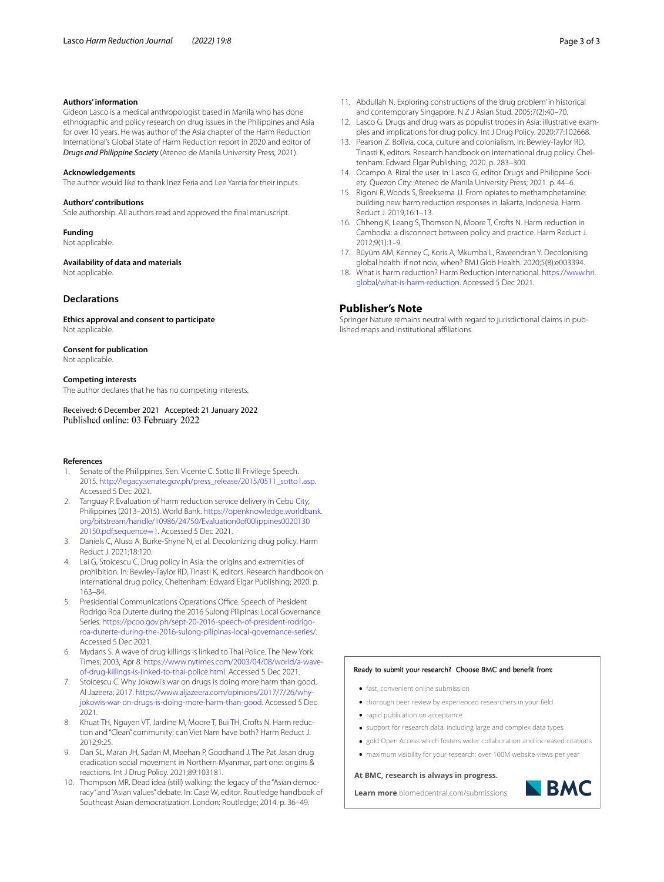### Authors' information

Gideon Lasco is a medical anthropologist based in Manila who has done ethnographic and policy research on drug issues in the Philippines and Asia for over 10 years. He was author of the Asia chapter of the Harm Reduction International's Global State of Harm Reduction report in 2020 and editor of *Drugs and Philippine Society* (Ateneo de Manila University Press, 2021).

### Acknowledgements

The author would like to thank Inez Feria and Lee Yarcia for their inputs.

### Authors' contributions

Sole authorship. All authors read and approved the final manuscript.

### Funding

Not applicable.

### Availability of data and materials

Not applicable.

## Declarations

### Ethics approval and consent to participate

Not applicable.

### Consent for publication

Not applicable.

### Competing interests

The author declares that he has no competing interests.

Received: 6 December 2021 Accepted: 21 January 2022
Published online: 03 February 2022

### References

1. Senate of the Philippines. Sen. Vicente C. Sotto III Privilege Speech. 2015. http://legacy.senate.gov.ph/press_release/2015/0511_sotto1.asp. Accessed 5 Dec 2021.
2. Tanguay P. Evaluation of harm reduction service delivery in Cebu City, Philippines (2013–2015). World Bank. https://openknowledge.worldbank.org/bitstream/handle/10986/24750/Evaluation0of00lippines002013020150.pdf;sequence=1. Accessed 5 Dec 2021.
3. Daniels C, Aluso A, Burke-Shyne N, et al. Decolonizing drug policy. Harm Reduct J. 2021;18:120.
4. Lai G, Stoicescu C. Drug policy in Asia: the origins and extremities of prohibition. In: Bewley-Taylor RD, Tinasti K, editors. Research handbook on international drug policy. Cheltenham: Edward Elgar Publishing; 2020. p. 163–84.
5. Presidential Communications Operations Office. Speech of President Rodrigo Roa Duterte during the 2016 Sulong Pilipinas: Local Governance Series. https://pcoo.gov.ph/sept-20-2016-speech-of-president-rodrigo-roa-duterte-during-the-2016-sulong-pilipinas-local-governance-series/. Accessed 5 Dec 2021.
6. Mydans S. A wave of drug killings is linked to Thai Police. The New York Times; 2003, Apr 8. https://www.nytimes.com/2003/04/08/world/a-wave-of-drug-killings-is-linked-to-thai-police.html. Accessed 5 Dec 2021.
7. Stoicescu C. Why Jokowi's war on drugs is doing more harm than good. Al Jazeera; 2017. https://www.aljazeera.com/opinions/2017/7/26/why-jokowis-war-on-drugs-is-doing-more-harm-than-good. Accessed 5 Dec 2021.
8. Khuat TH, Nguyen VT, Jardine M, Moore T, Bui TH, Crofts N. Harm reduction and "Clean" community: can Viet Nam have both? Harm Reduct J. 2012;9:25.
9. Dan SL, Maran JH, Sadan M, Meehan P, Goodhand J. The Pat Jasan drug eradication social movement in Northern Myanmar, part one: origins & reactions. Int J Drug Policy. 2021;89:103181.
10. Thompson MR. Dead idea (still) walking: the legacy of the "Asian democracy" and "Asian values" debate. In: Case W, editor. Routledge handbook of Southeast Asian democratization. London: Routledge; 2014. p. 36–49.
11. Abdullah N. Exploring constructions of the 'drug problem' in historical and contemporary Singapore. N Z J Asian Stud. 2005;7(2):40–70.
12. Lasco G. Drugs and drug wars as populist tropes in Asia: illustrative examples and implications for drug policy. Int J Drug Policy. 2020;77:102668.
13. Pearson Z. Bolivia, coca, culture and colonialism. In: Bewley-Taylor RD, Tinasti K, editors. Research handbook on international drug policy. Cheltenham: Edward Elgar Publishing; 2020. p. 283–300.
14. Ocampo A. Rizal the user. In: Lasco G, editor. Drugs and Philippine Society. Quezon City: Ateneo de Manila University Press; 2021. p. 44–6.
15. Rigoni R, Woods S, Breeksema JJ. From opiates to methamphetamine: building new harm reduction responses in Jakarta, Indonesia. Harm Reduct J. 2019;16:1–13.
16. Chheng K, Leang S, Thomson N, Moore T, Crofts N. Harm reduction in Cambodia: a disconnect between policy and practice. Harm Reduct J. 2012;9(1):1–9.
17. Büyüm AM, Kenney C, Koris A, Mkumba L, Raveendran Y. Decolonising global health: if not now, when? BMJ Glob Health. 2020;5(8):e003394.
18. What is harm reduction? Harm Reduction International. https://www.hri.global/what-is-harm-reduction. Accessed 5 Dec 2021.

## Publisher's Note

Springer Nature remains neutral with regard to jurisdictional claims in published maps and institutional affiliations.

Ready to submit your research? Choose BMC and benefit from:

- fast, convenient online submission
- thorough peer review by experienced researchers in your field
- rapid publication on acceptance
- support for research data, including large and complex data types
- gold Open Access which fosters wider collaboration and increased citations
- maximum visibility for your research: over 100M website views per year

**At BMC, research is always in progress.**

**Learn more** biomedcentral.com/submissions

BMC